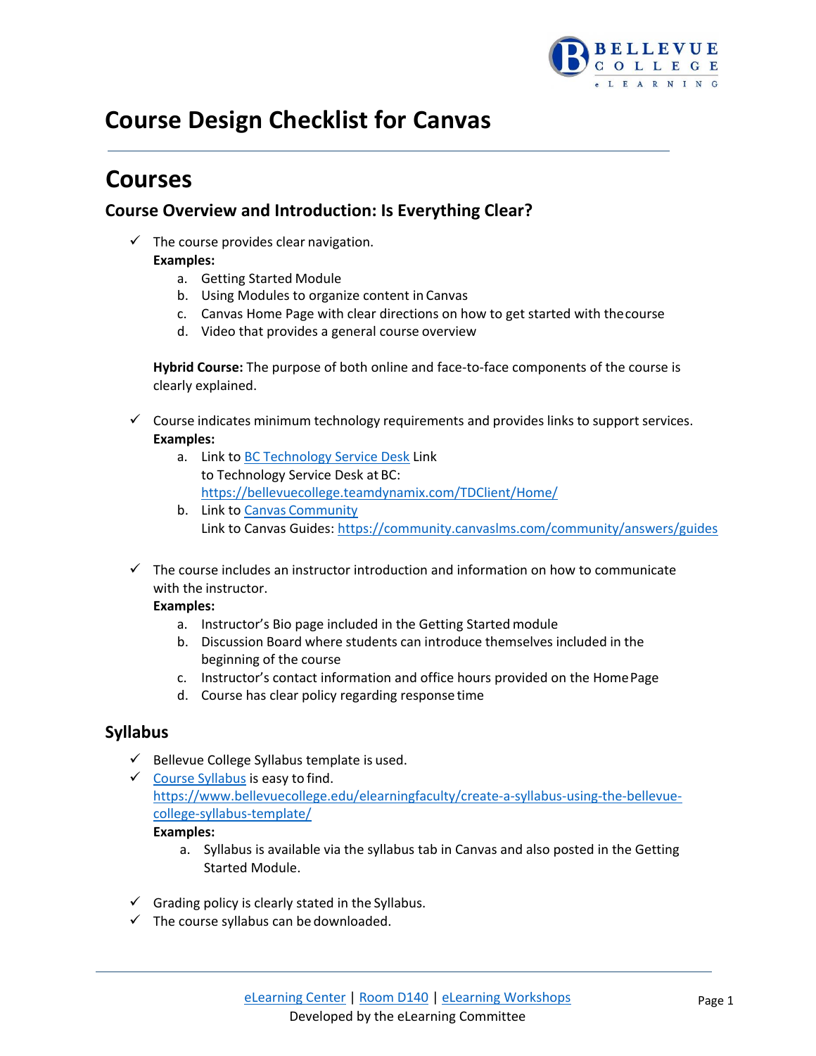# Course Design Checklist for Canvas

## Courses

### Course Overview and Introduction: Is Everything Clear?

- ✓ The course provides clear navigation.

  **Examples:**

  a. Getting Started Module
  b. Using Modules to organize content in Canvas
  c. Canvas Home Page with clear directions on how to get started with the course
  d. Video that provides a general course overview

  **Hybrid Course:** The purpose of both online and face-to-face components of the course is clearly explained.

- ✓ Course indicates minimum technology requirements and provides links to support services.

  **Examples:**

  a. Link to [BC Technology Service Desk](https://bellevuecollege.teamdynamix.com/TDClient/Home/) Link to Technology Service Desk at BC: https://bellevuecollege.teamdynamix.com/TDClient/Home/
  b. Link to [Canvas Community](https://community.canvaslms.com/community/answers/guides) Link to Canvas Guides: https://community.canvaslms.com/community/answers/guides

- ✓ The course includes an instructor introduction and information on how to communicate with the instructor.

  **Examples:**

  a. Instructor's Bio page included in the Getting Started module
  b. Discussion Board where students can introduce themselves included in the beginning of the course
  c. Instructor's contact information and office hours provided on the Home Page
  d. Course has clear policy regarding response time

### Syllabus

- ✓ Bellevue College Syllabus template is used.
- ✓ [Course Syllabus](https://www.bellevuecollege.edu/elearningfaculty/create-a-syllabus-using-the-bellevue-college-syllabus-template/) is easy to find. https://www.bellevuecollege.edu/elearningfaculty/create-a-syllabus-using-the-bellevue-college-syllabus-template/

  **Examples:**

  a. Syllabus is available via the syllabus tab in Canvas and also posted in the Getting Started Module.

- ✓ Grading policy is clearly stated in the Syllabus.
- ✓ The course syllabus can be downloaded.

eLearning Center | Room D140 | eLearning Workshops
Developed by the eLearning Committee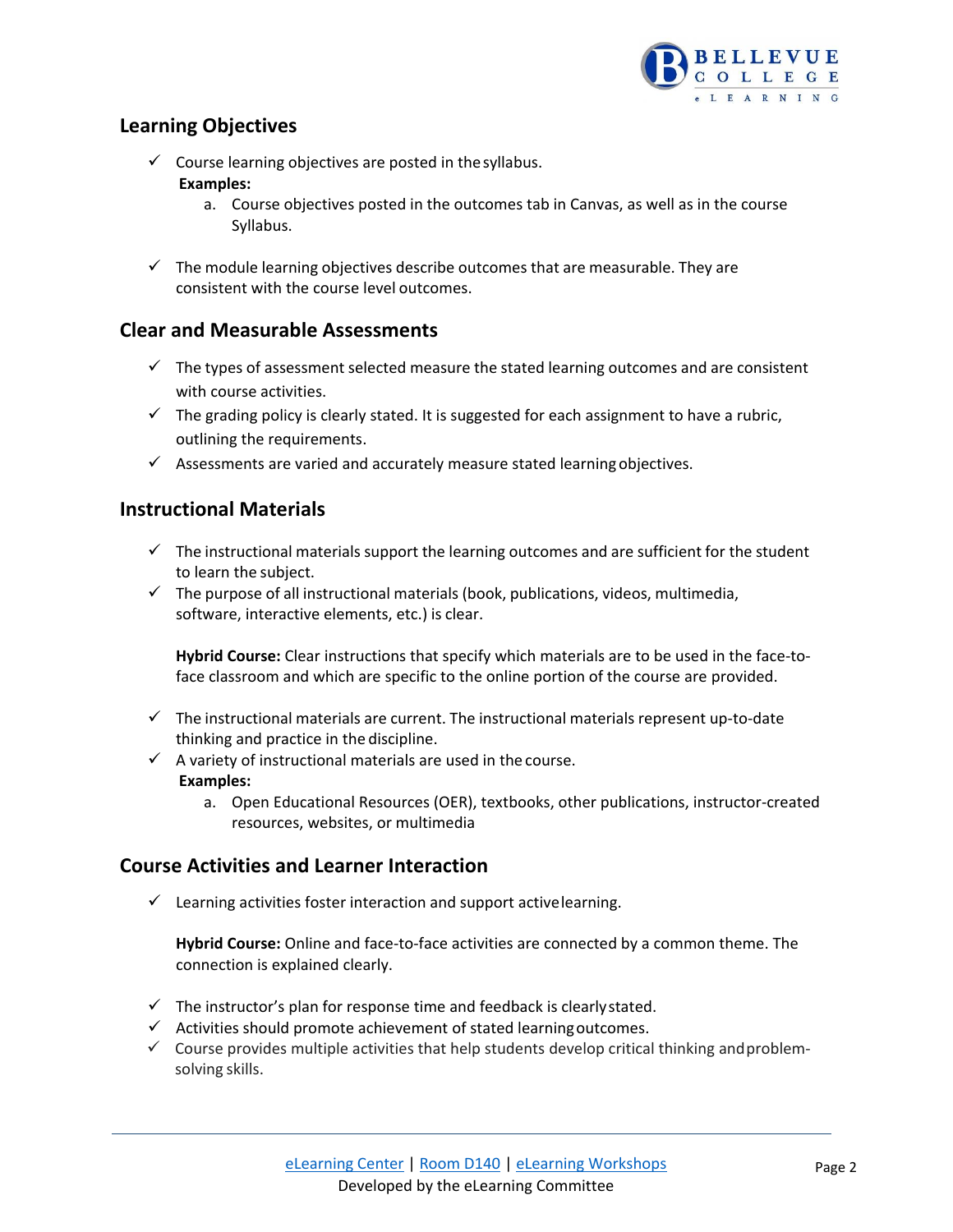## Learning Objectives

- ✓ Course learning objectives are posted in the syllabus.
  **Examples:**
  a. Course objectives posted in the outcomes tab in Canvas, as well as in the course Syllabus.

- ✓ The module learning objectives describe outcomes that are measurable. They are consistent with the course level outcomes.

## Clear and Measurable Assessments

- ✓ The types of assessment selected measure the stated learning outcomes and are consistent with course activities.
- ✓ The grading policy is clearly stated. It is suggested for each assignment to have a rubric, outlining the requirements.
- ✓ Assessments are varied and accurately measure stated learning objectives.

## Instructional Materials

- ✓ The instructional materials support the learning outcomes and are sufficient for the student to learn the subject.
- ✓ The purpose of all instructional materials (book, publications, videos, multimedia, software, interactive elements, etc.) is clear.

  **Hybrid Course:** Clear instructions that specify which materials are to be used in the face-to-face classroom and which are specific to the online portion of the course are provided.

- ✓ The instructional materials are current. The instructional materials represent up-to-date thinking and practice in the discipline.
- ✓ A variety of instructional materials are used in the course.
  **Examples:**
  a. Open Educational Resources (OER), textbooks, other publications, instructor-created resources, websites, or multimedia

## Course Activities and Learner Interaction

- ✓ Learning activities foster interaction and support active learning.

  **Hybrid Course:** Online and face-to-face activities are connected by a common theme. The connection is explained clearly.

- ✓ The instructor's plan for response time and feedback is clearly stated.
- ✓ Activities should promote achievement of stated learning outcomes.
- ✓ Course provides multiple activities that help students develop critical thinking and problem-solving skills.

eLearning Center | Room D140 | eLearning Workshops
Developed by the eLearning Committee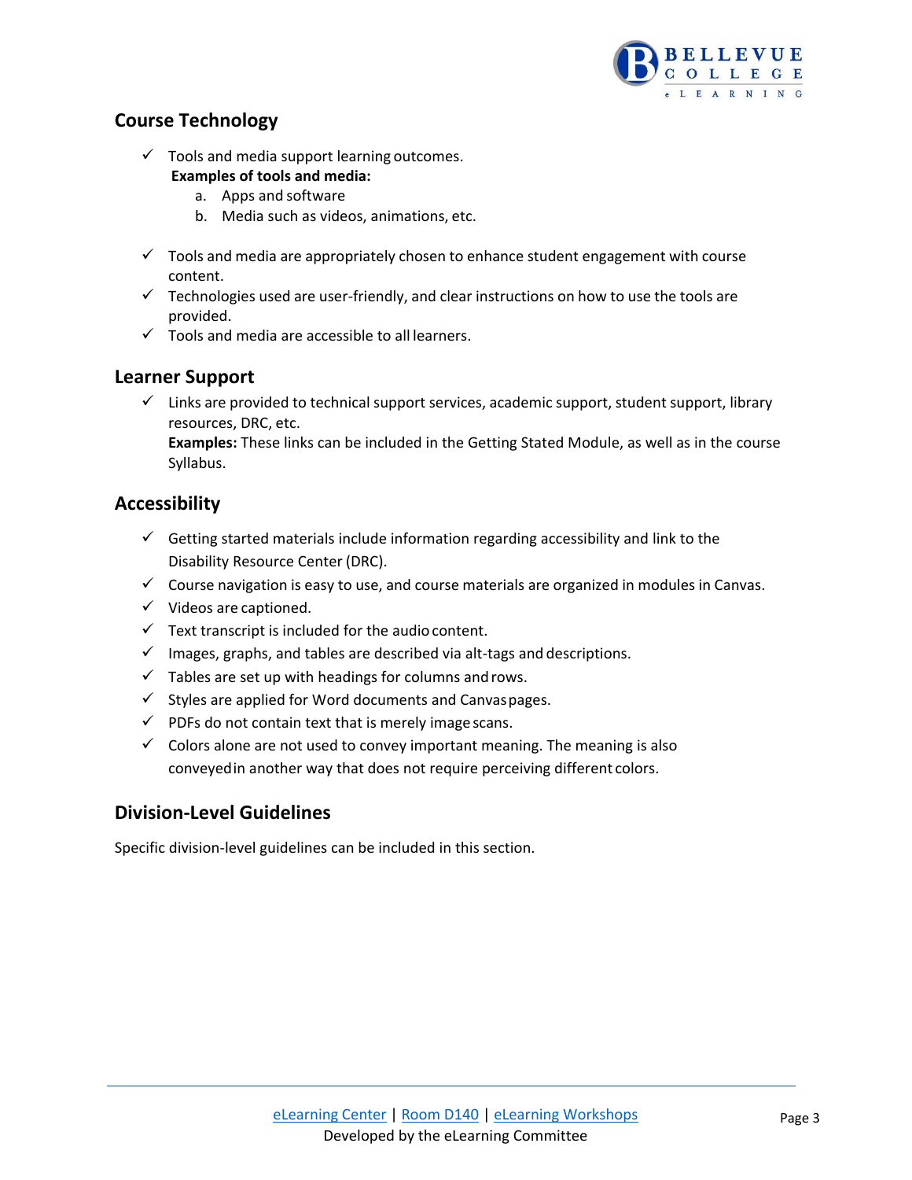## Course Technology

- ✓ Tools and media support learning outcomes.
  **Examples of tools and media:**
  a. Apps and software
  b. Media such as videos, animations, etc.

- ✓ Tools and media are appropriately chosen to enhance student engagement with course content.
- ✓ Technologies used are user-friendly, and clear instructions on how to use the tools are provided.
- ✓ Tools and media are accessible to all learners.

## Learner Support

- ✓ Links are provided to technical support services, academic support, student support, library resources, DRC, etc.
  **Examples:** These links can be included in the Getting Stated Module, as well as in the course Syllabus.

## Accessibility

- ✓ Getting started materials include information regarding accessibility and link to the Disability Resource Center (DRC).
- ✓ Course navigation is easy to use, and course materials are organized in modules in Canvas.
- ✓ Videos are captioned.
- ✓ Text transcript is included for the audio content.
- ✓ Images, graphs, and tables are described via alt-tags and descriptions.
- ✓ Tables are set up with headings for columns and rows.
- ✓ Styles are applied for Word documents and Canvas pages.
- ✓ PDFs do not contain text that is merely image scans.
- ✓ Colors alone are not used to convey important meaning. The meaning is also conveyed in another way that does not require perceiving different colors.

## Division-Level Guidelines

Specific division-level guidelines can be included in this section.

eLearning Center | Room D140 | eLearning Workshops
Developed by the eLearning Committee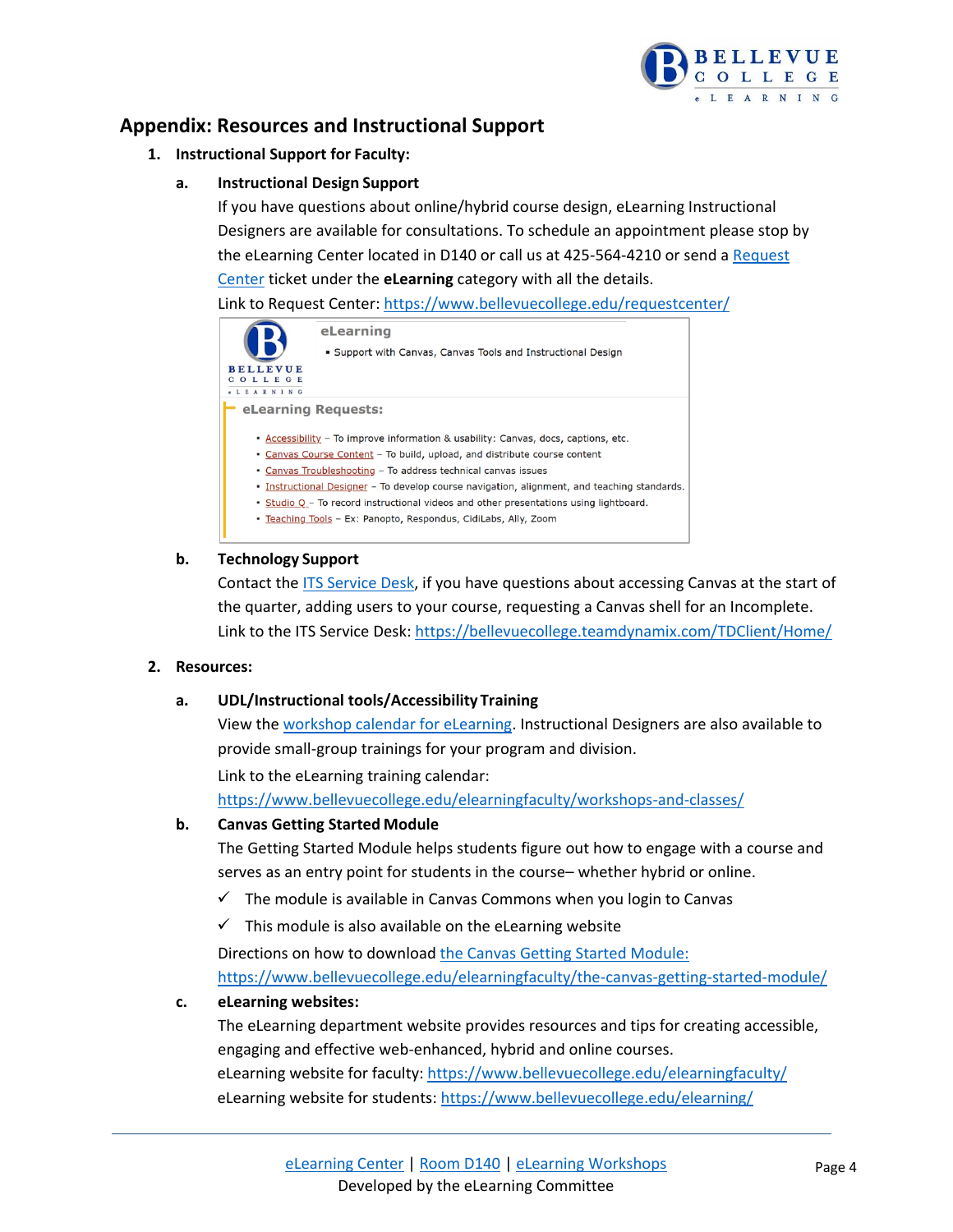## Appendix: Resources and Instructional Support

1. **Instructional Support for Faculty:**

   a. **Instructional Design Support**

   If you have questions about online/hybrid course design, eLearning Instructional Designers are available for consultations. To schedule an appointment please stop by the eLearning Center located in D140 or call us at 425-564-4210 or send a Request Center ticket under the **eLearning** category with all the details.

   Link to Request Center: https://www.bellevuecollege.edu/requestcenter/

   eLearning

   - Support with Canvas, Canvas Tools and Instructional Design

   eLearning Requests:

   - Accessibility – To improve information & usability: Canvas, docs, captions, etc.
   - Canvas Course Content – To build, upload, and distribute course content
   - Canvas Troubleshooting – To address technical canvas issues
   - Instructional Designer – To develop course navigation, alignment, and teaching standards.
   - Studio Q – To record instructional videos and other presentations using lightboard.
   - Teaching Tools – Ex: Panopto, Respondus, CidiLabs, Ally, Zoom

   b. **Technology Support**

   Contact the ITS Service Desk, if you have questions about accessing Canvas at the start of the quarter, adding users to your course, requesting a Canvas shell for an Incomplete.
   Link to the ITS Service Desk: https://bellevuecollege.teamdynamix.com/TDClient/Home/

2. **Resources:**

   a. **UDL/Instructional tools/Accessibility Training**

   View the workshop calendar for eLearning. Instructional Designers are also available to provide small-group trainings for your program and division.

   Link to the eLearning training calendar:
   https://www.bellevuecollege.edu/elearningfaculty/workshops-and-classes/

   b. **Canvas Getting Started Module**

   The Getting Started Module helps students figure out how to engage with a course and serves as an entry point for students in the course– whether hybrid or online.

   - ✓ The module is available in Canvas Commons when you login to Canvas
   - ✓ This module is also available on the eLearning website

   Directions on how to download the Canvas Getting Started Module:
   https://www.bellevuecollege.edu/elearningfaculty/the-canvas-getting-started-module/

   c. **eLearning websites:**

   The eLearning department website provides resources and tips for creating accessible, engaging and effective web-enhanced, hybrid and online courses.
   eLearning website for faculty: https://www.bellevuecollege.edu/elearningfaculty/
   eLearning website for students: https://www.bellevuecollege.edu/elearning/

eLearning Center | Room D140 | eLearning Workshops
Developed by the eLearning Committee